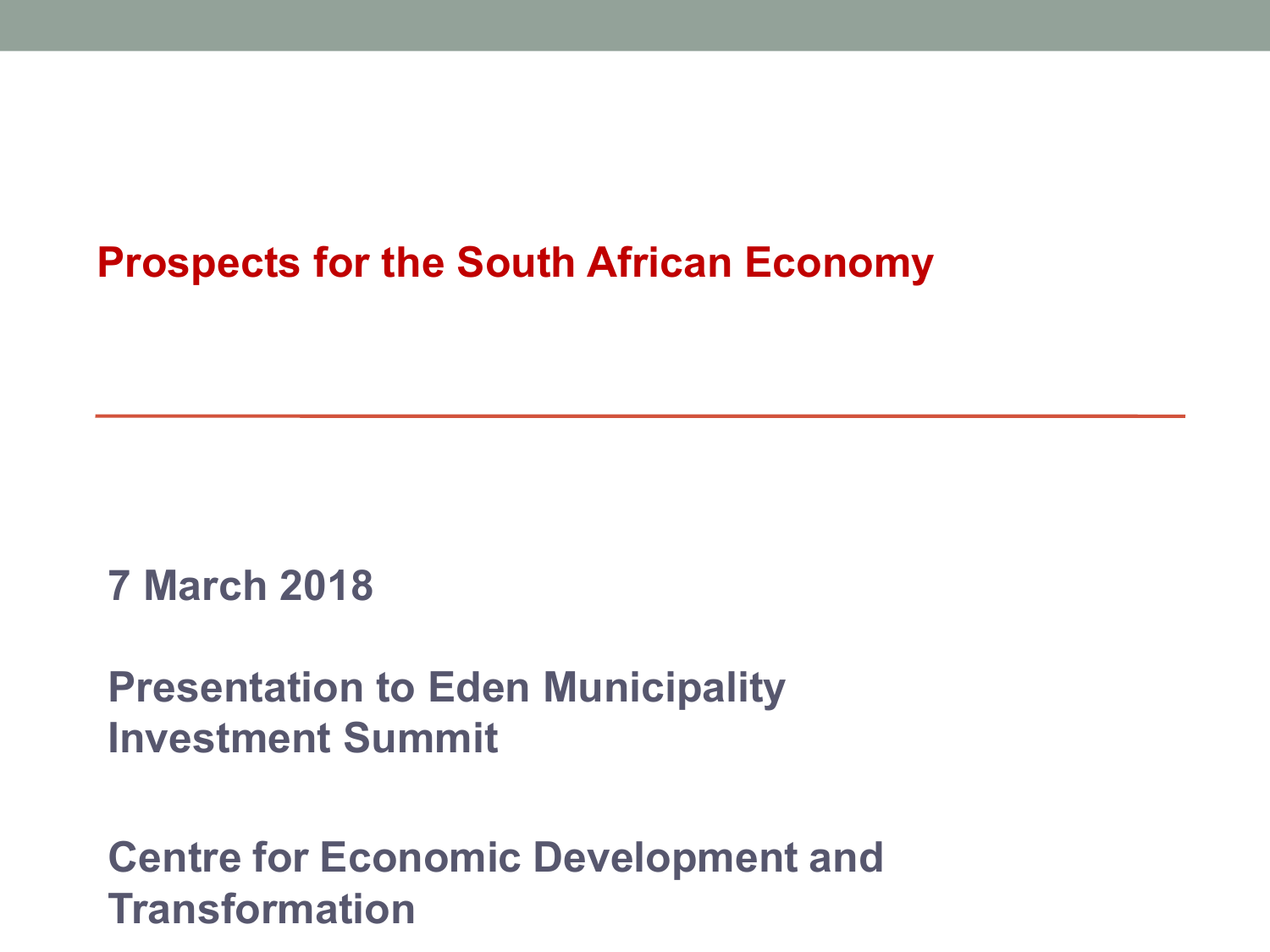# Prospects for the South African Economy

**7 March 2018**

**Presentation to Eden Municipality Investment Summit**

**Centre for Economic Development and Transformation**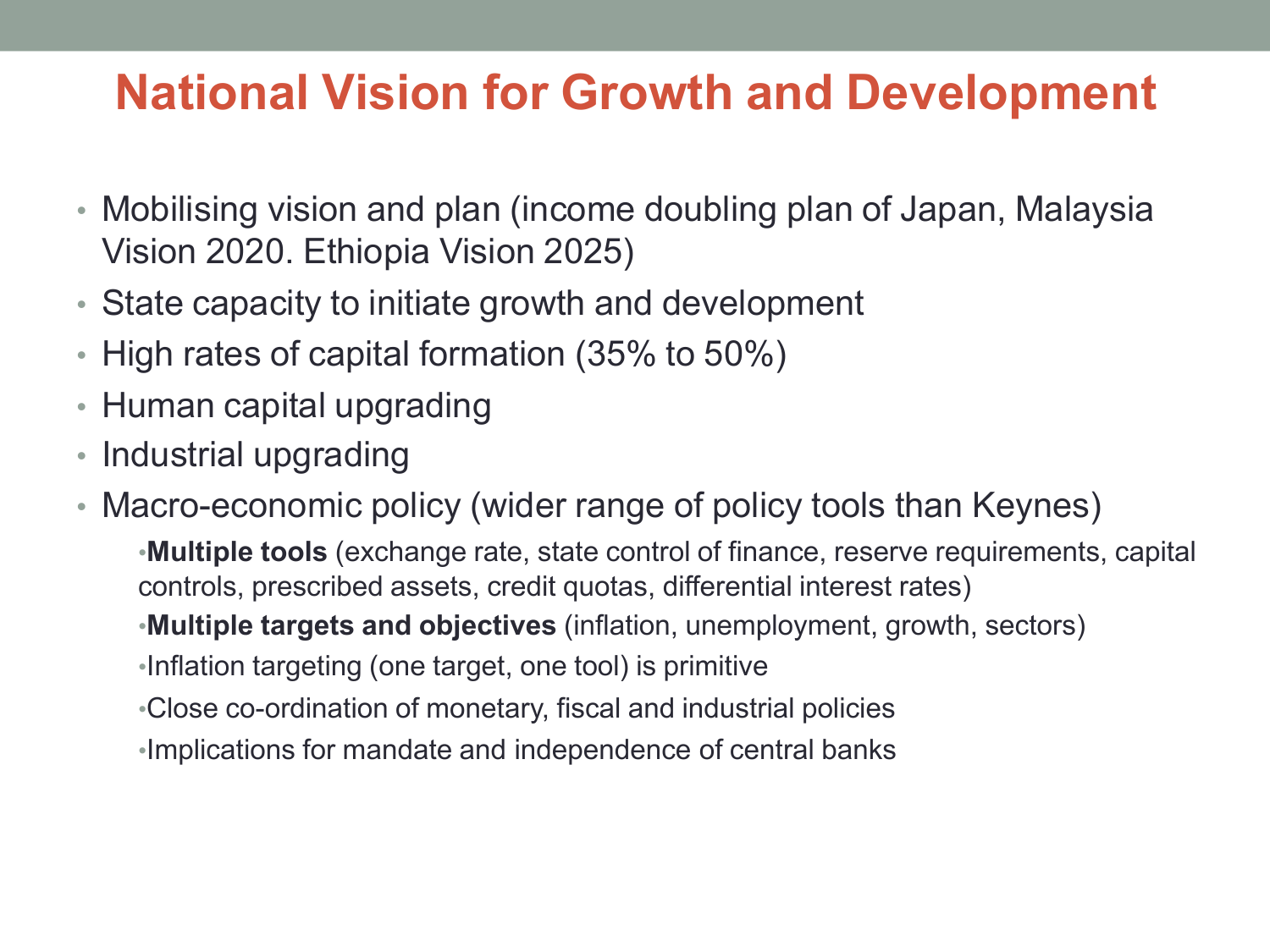# National Vision for Growth and Development

- Mobilising vision and plan (income doubling plan of Japan, Malaysia Vision 2020. Ethiopia Vision 2025)
- State capacity to initiate growth and development
- High rates of capital formation (35% to 50%)
- Human capital upgrading
- Industrial upgrading
- Macro-economic policy (wider range of policy tools than Keynes)
  - **Multiple tools** (exchange rate, state control of finance, reserve requirements, capital controls, prescribed assets, credit quotas, differential interest rates)
  - **Multiple targets and objectives** (inflation, unemployment, growth, sectors)
  - Inflation targeting (one target, one tool) is primitive
  - Close co-ordination of monetary, fiscal and industrial policies
  - Implications for mandate and independence of central banks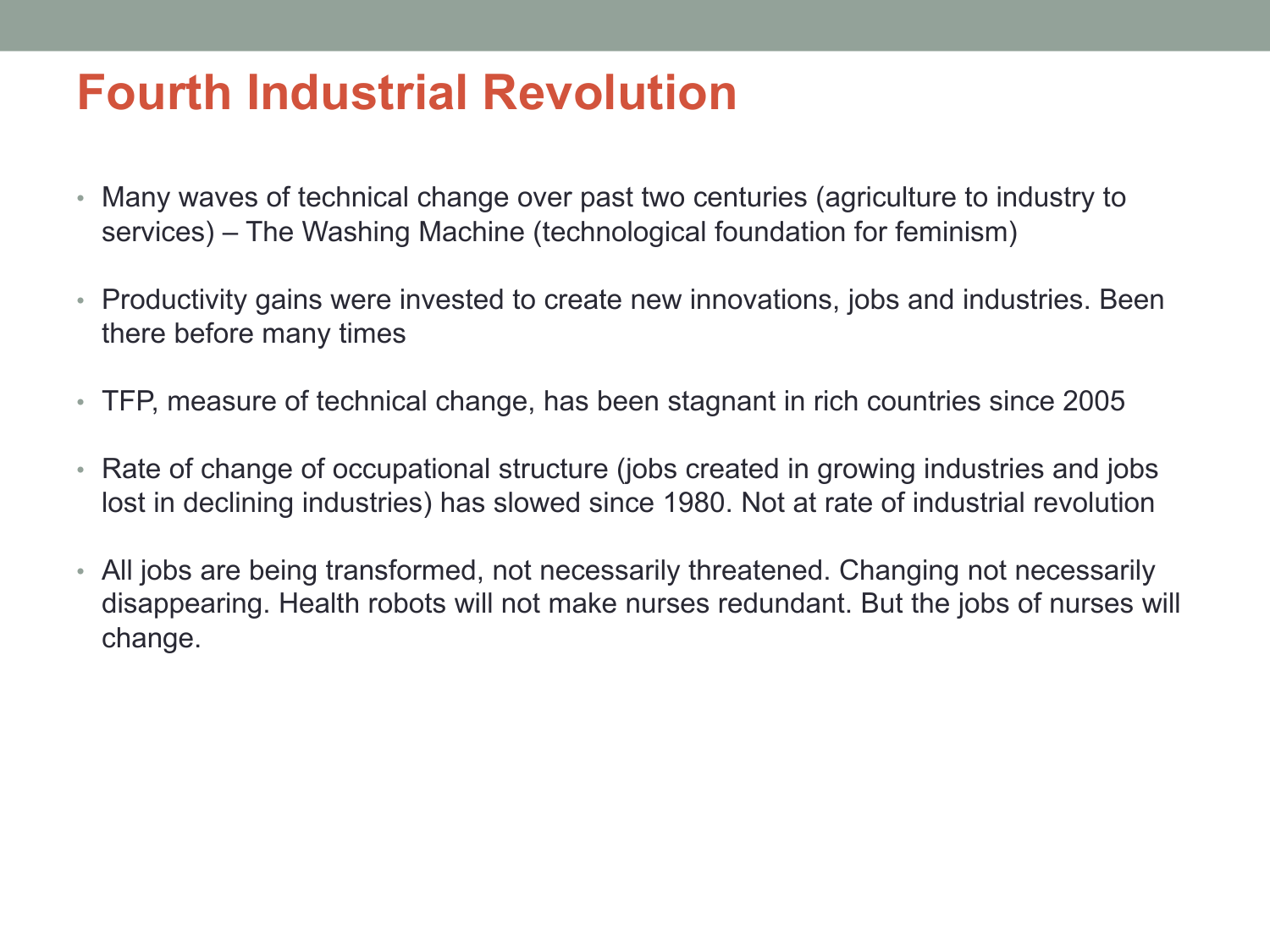# Fourth Industrial Revolution

- Many waves of technical change over past two centuries (agriculture to industry to services) – The Washing Machine (technological foundation for feminism)
- Productivity gains were invested to create new innovations, jobs and industries. Been there before many times
- TFP, measure of technical change, has been stagnant in rich countries since 2005
- Rate of change of occupational structure (jobs created in growing industries and jobs lost in declining industries) has slowed since 1980. Not at rate of industrial revolution
- All jobs are being transformed, not necessarily threatened. Changing not necessarily disappearing. Health robots will not make nurses redundant. But the jobs of nurses will change.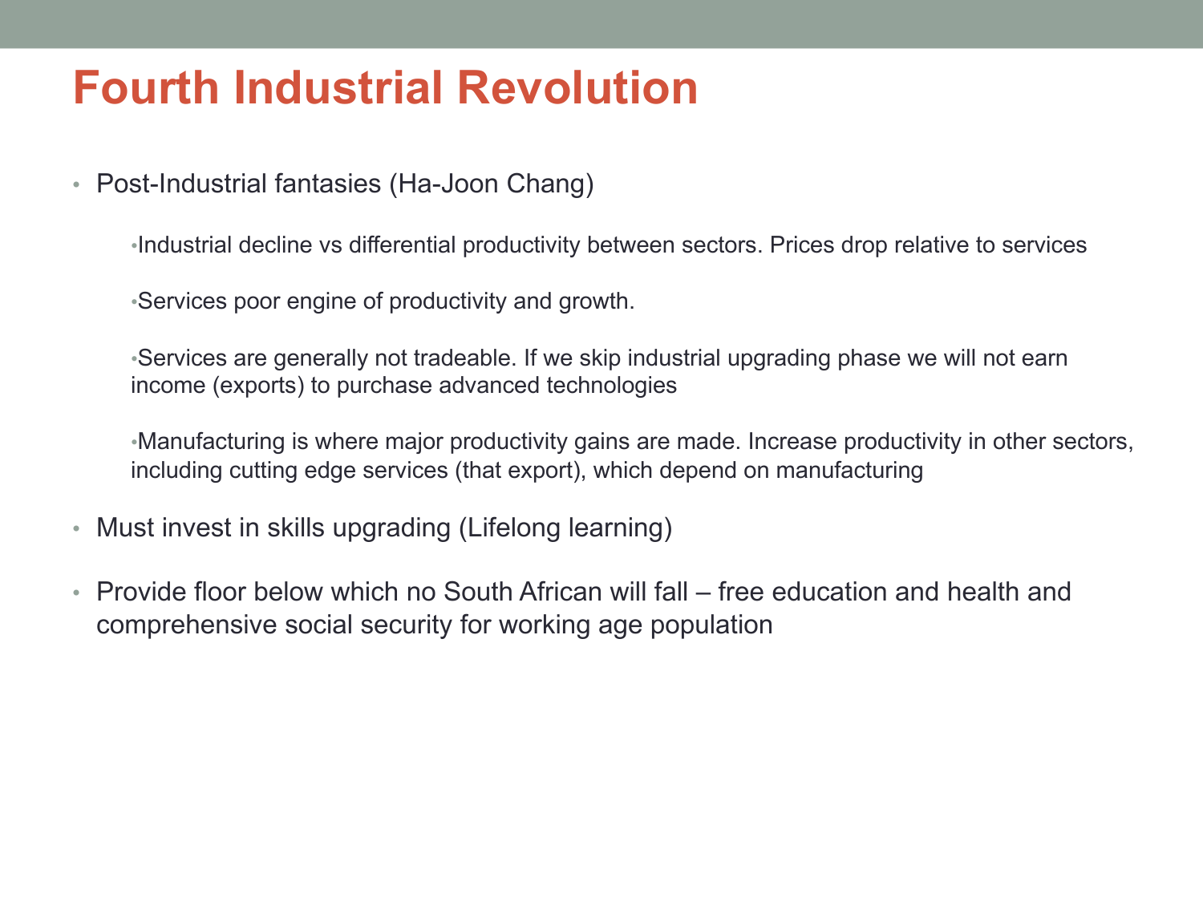# Fourth Industrial Revolution

- Post-Industrial fantasies (Ha-Joon Chang)
  - Industrial decline vs differential productivity between sectors. Prices drop relative to services
  - Services poor engine of productivity and growth.
  - Services are generally not tradeable. If we skip industrial upgrading phase we will not earn income (exports) to purchase advanced technologies
  - Manufacturing is where major productivity gains are made. Increase productivity in other sectors, including cutting edge services (that export), which depend on manufacturing
- Must invest in skills upgrading (Lifelong learning)
- Provide floor below which no South African will fall – free education and health and comprehensive social security for working age population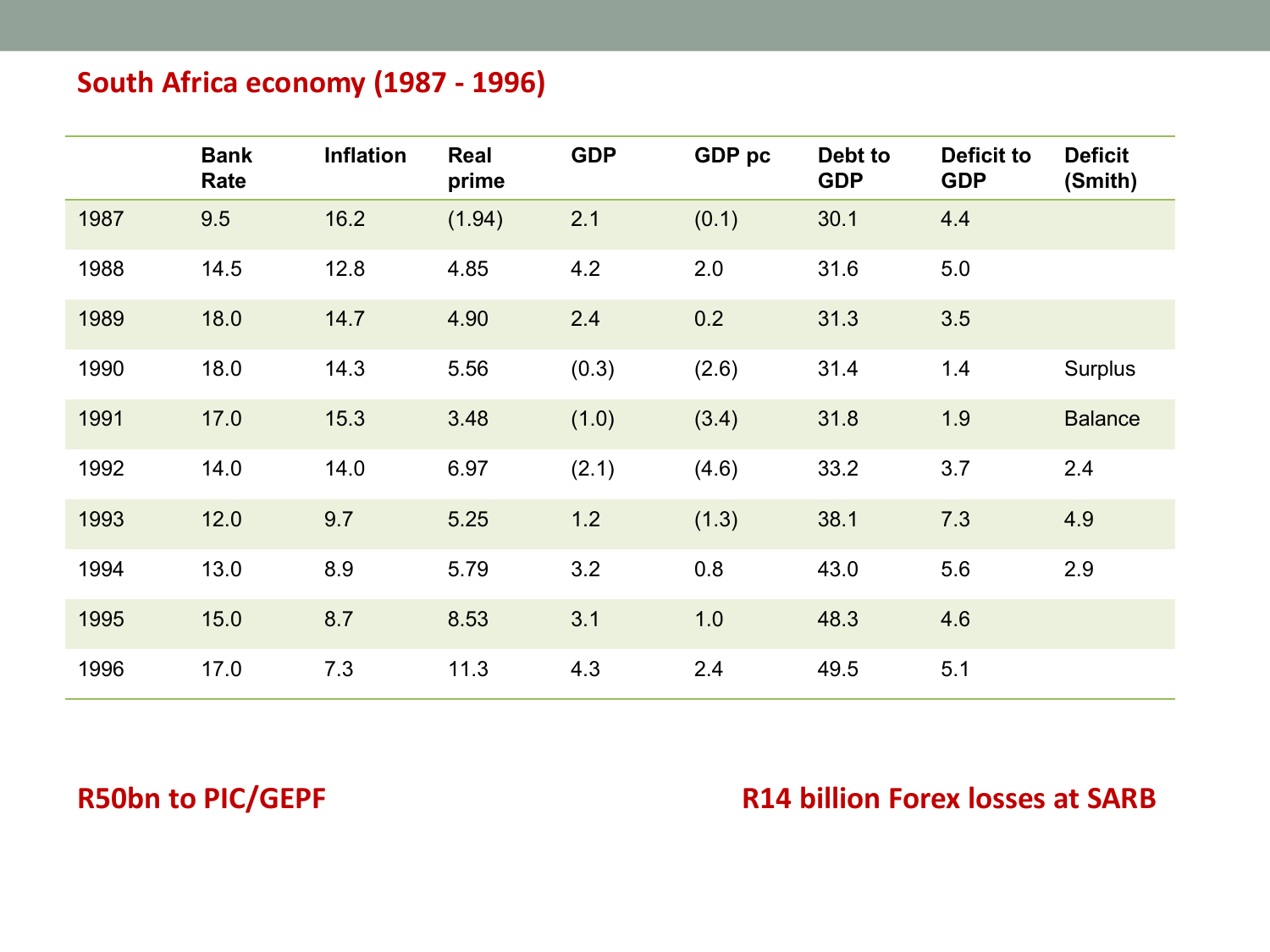## South Africa economy (1987 - 1996)

| | Bank Rate | Inflation | Real prime | GDP | GDP pc | Debt to GDP | Deficit to GDP | Deficit (Smith) |
|---|---|---|---|---|---|---|---|---|
| 1987 | 9.5 | 16.2 | (1.94) | 2.1 | (0.1) | 30.1 | 4.4 | |
| 1988 | 14.5 | 12.8 | 4.85 | 4.2 | 2.0 | 31.6 | 5.0 | |
| 1989 | 18.0 | 14.7 | 4.90 | 2.4 | 0.2 | 31.3 | 3.5 | |
| 1990 | 18.0 | 14.3 | 5.56 | (0.3) | (2.6) | 31.4 | 1.4 | Surplus |
| 1991 | 17.0 | 15.3 | 3.48 | (1.0) | (3.4) | 31.8 | 1.9 | Balance |
| 1992 | 14.0 | 14.0 | 6.97 | (2.1) | (4.6) | 33.2 | 3.7 | 2.4 |
| 1993 | 12.0 | 9.7 | 5.25 | 1.2 | (1.3) | 38.1 | 7.3 | 4.9 |
| 1994 | 13.0 | 8.9 | 5.79 | 3.2 | 0.8 | 43.0 | 5.6 | 2.9 |
| 1995 | 15.0 | 8.7 | 8.53 | 3.1 | 1.0 | 48.3 | 4.6 | |
| 1996 | 17.0 | 7.3 | 11.3 | 4.3 | 2.4 | 49.5 | 5.1 | |

**R50bn to PIC/GEPF**

**R14 billion Forex losses at SARB**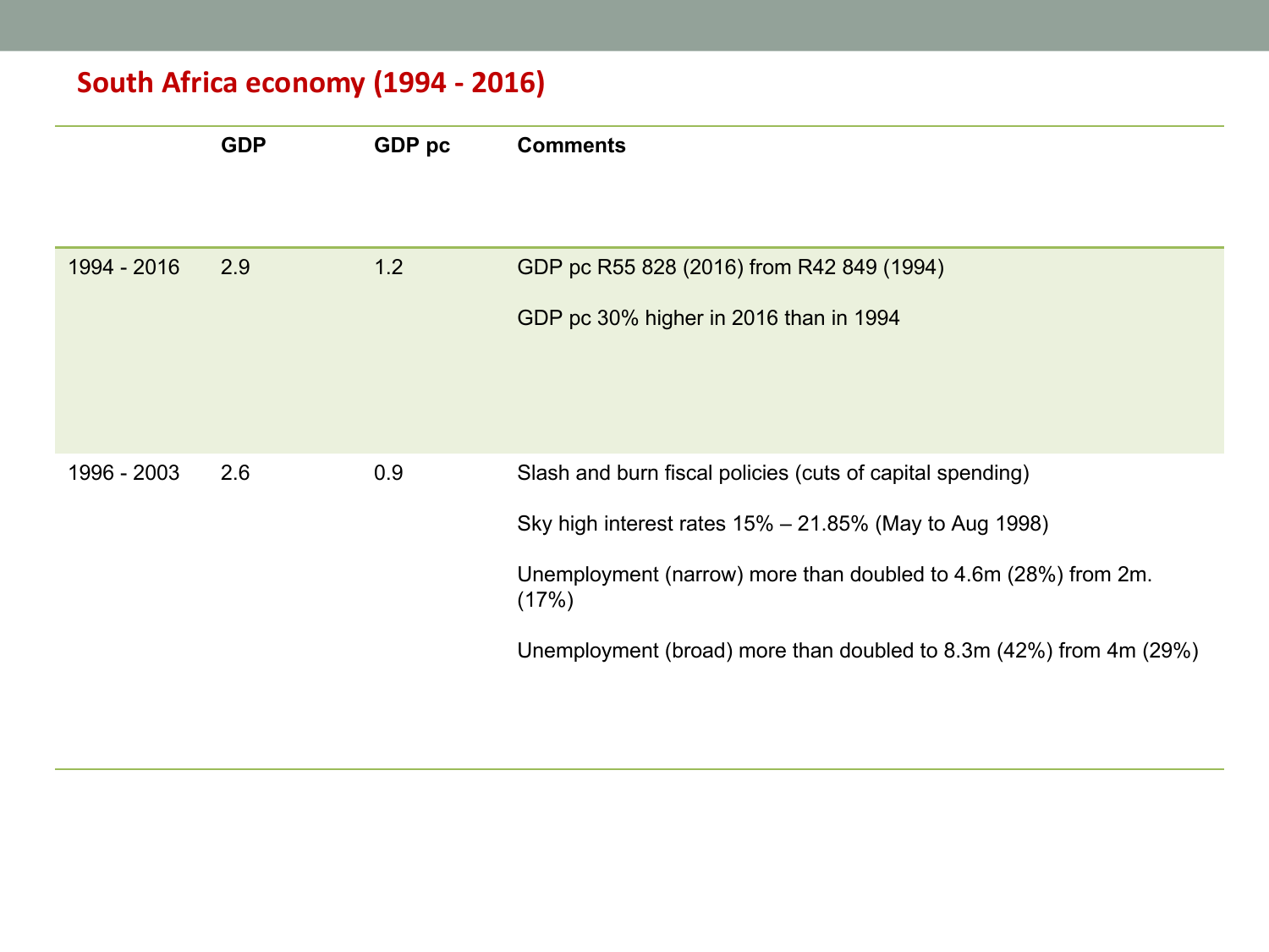## South Africa economy (1994 - 2016)

| | GDP | GDP pc | Comments |
|---|---|---|---|
| 1994 - 2016 | 2.9 | 1.2 | GDP pc R55 828 (2016) from R42 849 (1994)<br><br>GDP pc 30% higher in 2016 than in 1994 |
| 1996 - 2003 | 2.6 | 0.9 | Slash and burn fiscal policies (cuts of capital spending)<br><br>Sky high interest rates 15% – 21.85% (May to Aug 1998)<br><br>Unemployment (narrow) more than doubled to 4.6m (28%) from 2m. (17%)<br><br>Unemployment (broad) more than doubled to 8.3m (42%) from 4m (29%) |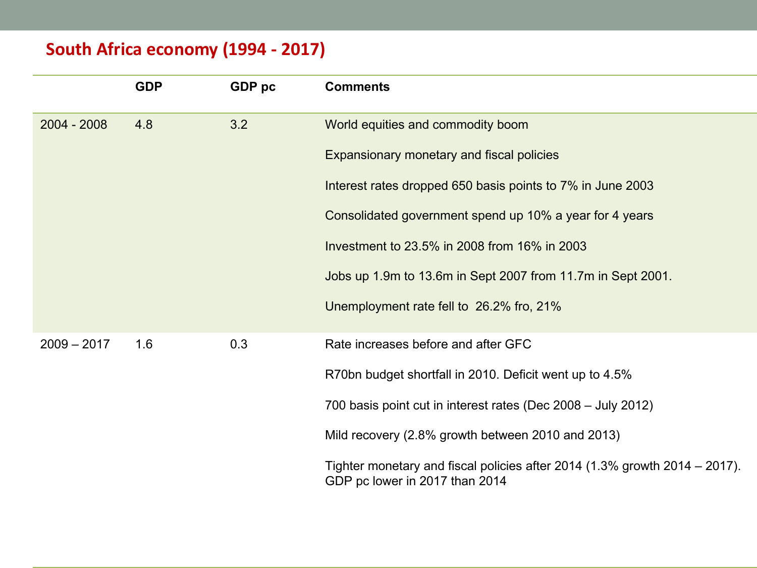## South Africa economy (1994 - 2017)

| | GDP | GDP pc | Comments |
|---|---|---|---|
| 2004 - 2008 | 4.8 | 3.2 | World equities and commodity boom<br>Expansionary monetary and fiscal policies<br>Interest rates dropped 650 basis points to 7% in June 2003<br>Consolidated government spend up 10% a year for 4 years<br>Investment to 23.5% in 2008 from 16% in 2003<br>Jobs up 1.9m to 13.6m in Sept 2007 from 11.7m in Sept 2001.<br>Unemployment rate fell to 26.2% fro, 21% |
| 2009 – 2017 | 1.6 | 0.3 | Rate increases before and after GFC<br>R70bn budget shortfall in 2010. Deficit went up to 4.5%<br>700 basis point cut in interest rates (Dec 2008 – July 2012)<br>Mild recovery (2.8% growth between 2010 and 2013)<br>Tighter monetary and fiscal policies after 2014 (1.3% growth 2014 – 2017). GDP pc lower in 2017 than 2014 |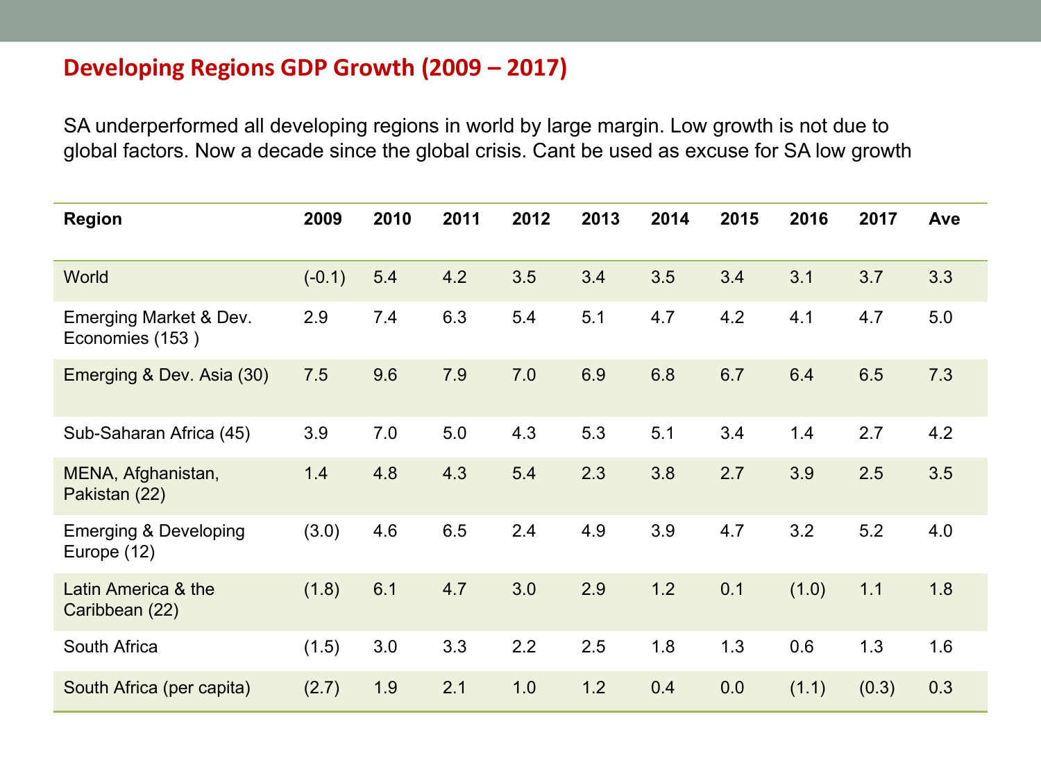## Developing Regions GDP Growth (2009 – 2017)

SA underperformed all developing regions in world by large margin. Low growth is not due to global factors. Now a decade since the global crisis. Cant be used as excuse for SA low growth

| Region | 2009 | 2010 | 2011 | 2012 | 2013 | 2014 | 2015 | 2016 | 2017 | Ave |
|---|---|---|---|---|---|---|---|---|---|---|
| World | (-0.1) | 5.4 | 4.2 | 3.5 | 3.4 | 3.5 | 3.4 | 3.1 | 3.7 | 3.3 |
| Emerging Market & Dev. Economies (153 ) | 2.9 | 7.4 | 6.3 | 5.4 | 5.1 | 4.7 | 4.2 | 4.1 | 4.7 | 5.0 |
| Emerging & Dev. Asia (30) | 7.5 | 9.6 | 7.9 | 7.0 | 6.9 | 6.8 | 6.7 | 6.4 | 6.5 | 7.3 |
| Sub-Saharan Africa (45) | 3.9 | 7.0 | 5.0 | 4.3 | 5.3 | 5.1 | 3.4 | 1.4 | 2.7 | 4.2 |
| MENA, Afghanistan, Pakistan (22) | 1.4 | 4.8 | 4.3 | 5.4 | 2.3 | 3.8 | 2.7 | 3.9 | 2.5 | 3.5 |
| Emerging & Developing Europe (12) | (3.0) | 4.6 | 6.5 | 2.4 | 4.9 | 3.9 | 4.7 | 3.2 | 5.2 | 4.0 |
| Latin America & the Caribbean (22) | (1.8) | 6.1 | 4.7 | 3.0 | 2.9 | 1.2 | 0.1 | (1.0) | 1.1 | 1.8 |
| South Africa | (1.5) | 3.0 | 3.3 | 2.2 | 2.5 | 1.8 | 1.3 | 0.6 | 1.3 | 1.6 |
| South Africa (per capita) | (2.7) | 1.9 | 2.1 | 1.0 | 1.2 | 0.4 | 0.0 | (1.1) | (0.3) | 0.3 |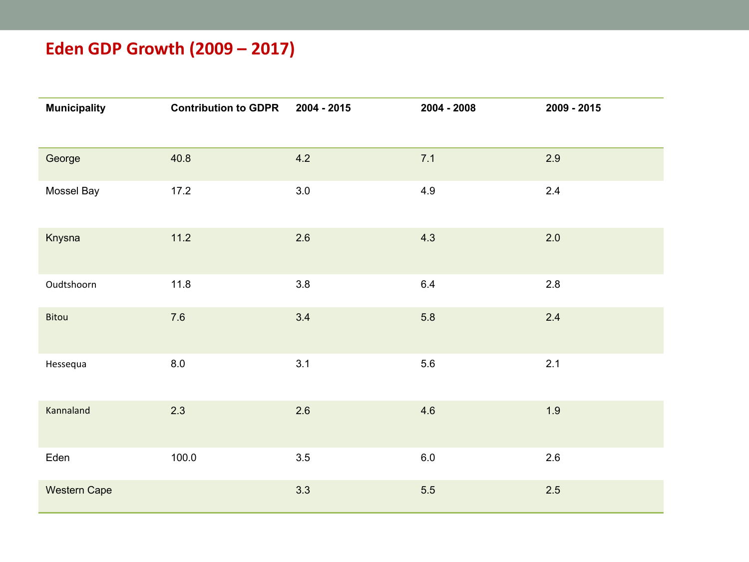# Eden GDP Growth (2009 – 2017)

| Municipality | Contribution to GDPR | 2004 - 2015 | 2004 - 2008 | 2009 - 2015 |
|---|---|---|---|---|
| George | 40.8 | 4.2 | 7.1 | 2.9 |
| Mossel Bay | 17.2 | 3.0 | 4.9 | 2.4 |
| Knysna | 11.2 | 2.6 | 4.3 | 2.0 |
| Oudtshoorn | 11.8 | 3.8 | 6.4 | 2.8 |
| Bitou | 7.6 | 3.4 | 5.8 | 2.4 |
| Hessequa | 8.0 | 3.1 | 5.6 | 2.1 |
| Kannaland | 2.3 | 2.6 | 4.6 | 1.9 |
| Eden | 100.0 | 3.5 | 6.0 | 2.6 |
| Western Cape | | 3.3 | 5.5 | 2.5 |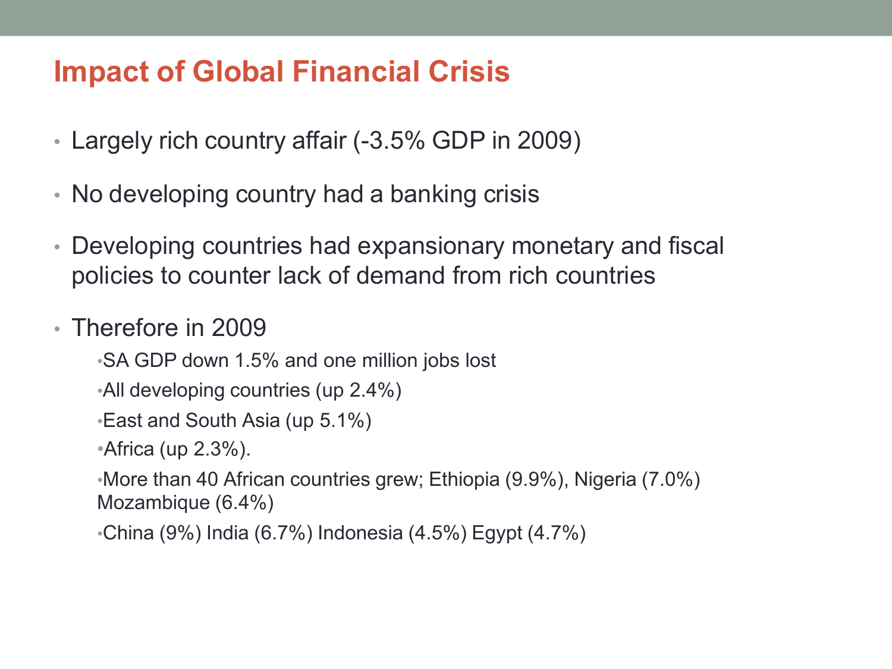# Impact of Global Financial Crisis

- Largely rich country affair (-3.5% GDP in 2009)
- No developing country had a banking crisis
- Developing countries had expansionary monetary and fiscal policies to counter lack of demand from rich countries
- Therefore in 2009
  - SA GDP down 1.5% and one million jobs lost
  - All developing countries (up 2.4%)
  - East and South Asia (up 5.1%)
  - Africa (up 2.3%).
  - More than 40 African countries grew; Ethiopia (9.9%), Nigeria (7.0%) Mozambique (6.4%)
  - China (9%) India (6.7%) Indonesia (4.5%) Egypt (4.7%)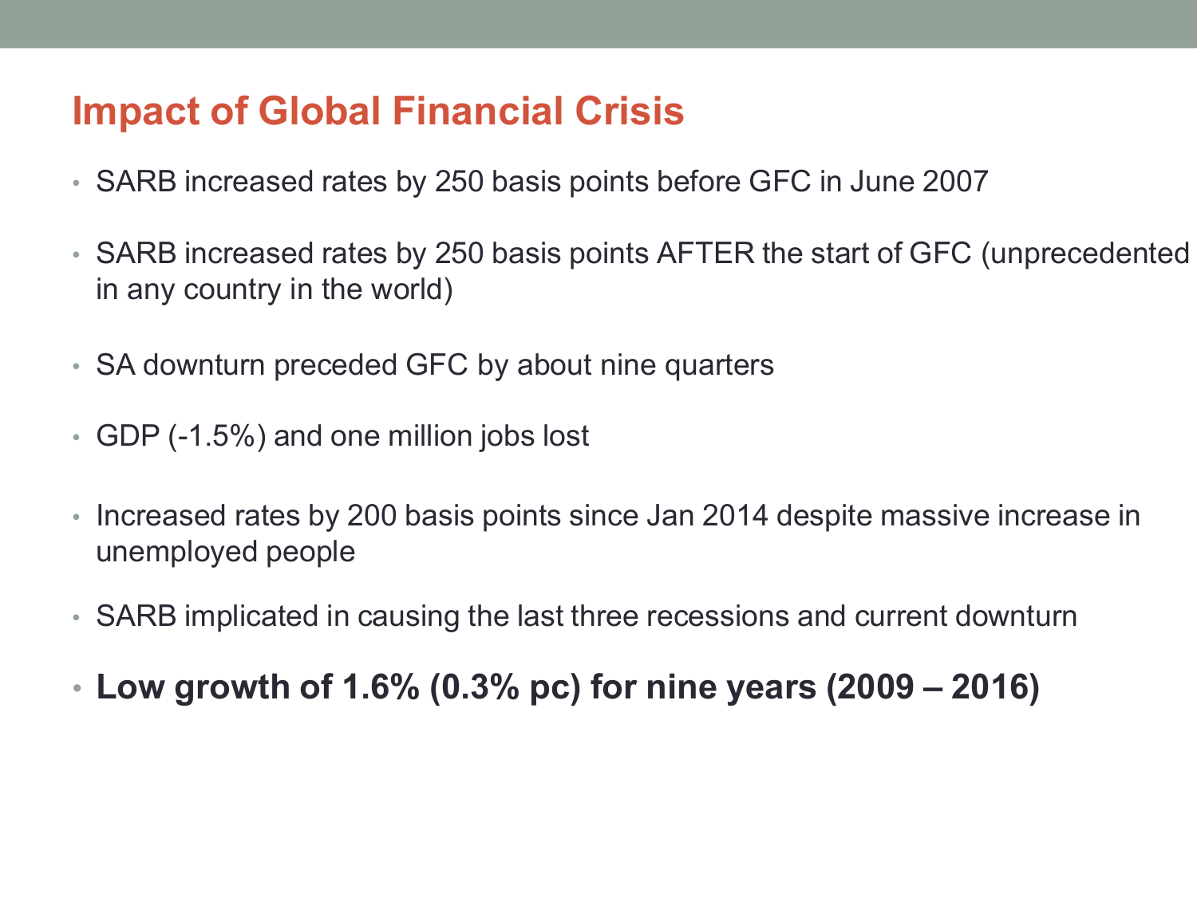## Impact of Global Financial Crisis

- SARB increased rates by 250 basis points before GFC in June 2007
- SARB increased rates by 250 basis points AFTER the start of GFC (unprecedented in any country in the world)
- SA downturn preceded GFC by about nine quarters
- GDP (-1.5%) and one million jobs lost
- Increased rates by 200 basis points since Jan 2014 despite massive increase in unemployed people
- SARB implicated in causing the last three recessions and current downturn
- **Low growth of 1.6% (0.3% pc) for nine years (2009 – 2016)**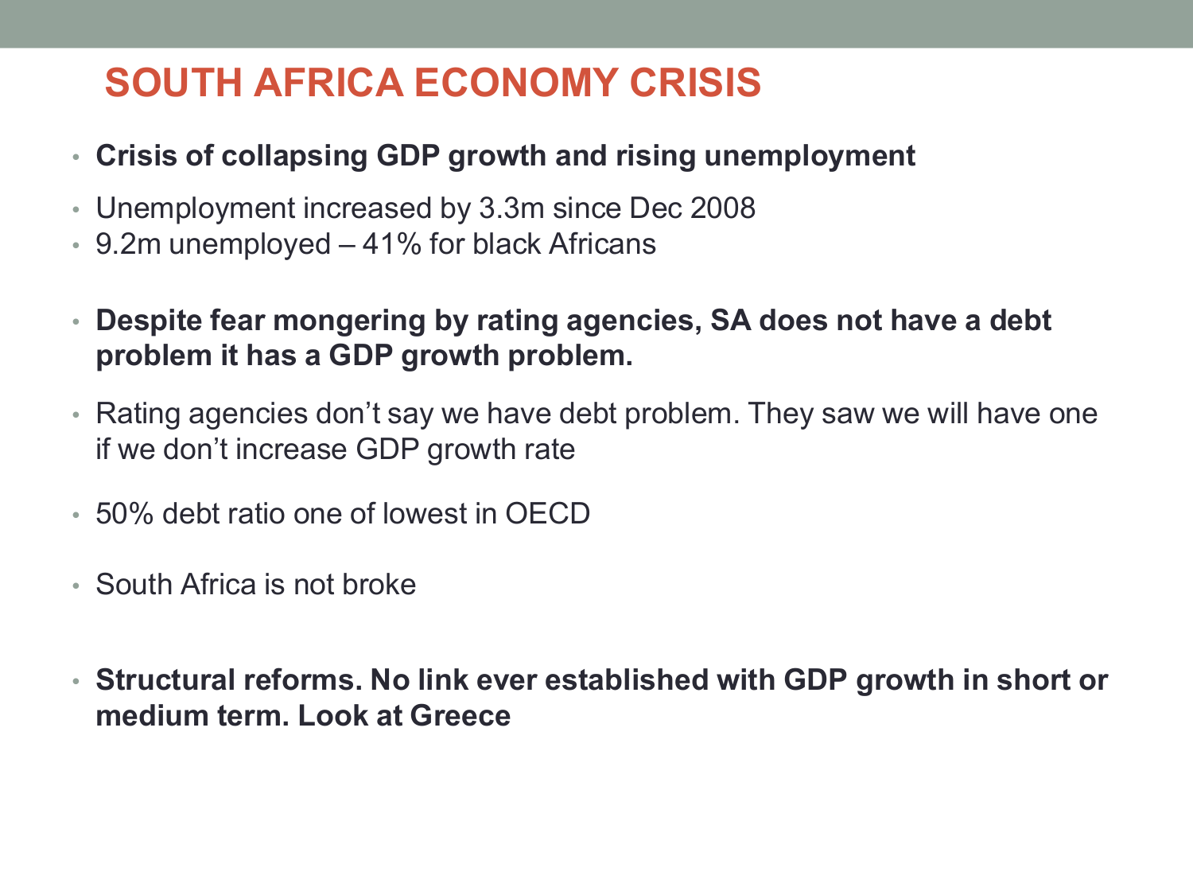# SOUTH AFRICA ECONOMY CRISIS

- **Crisis of collapsing GDP growth and rising unemployment**
- Unemployment increased by 3.3m since Dec 2008
- 9.2m unemployed – 41% for black Africans
- **Despite fear mongering by rating agencies, SA does not have a debt problem it has a GDP growth problem.**
- Rating agencies don't say we have debt problem. They saw we will have one if we don't increase GDP growth rate
- 50% debt ratio one of lowest in OECD
- South Africa is not broke
- **Structural reforms. No link ever established with GDP growth in short or medium term. Look at Greece**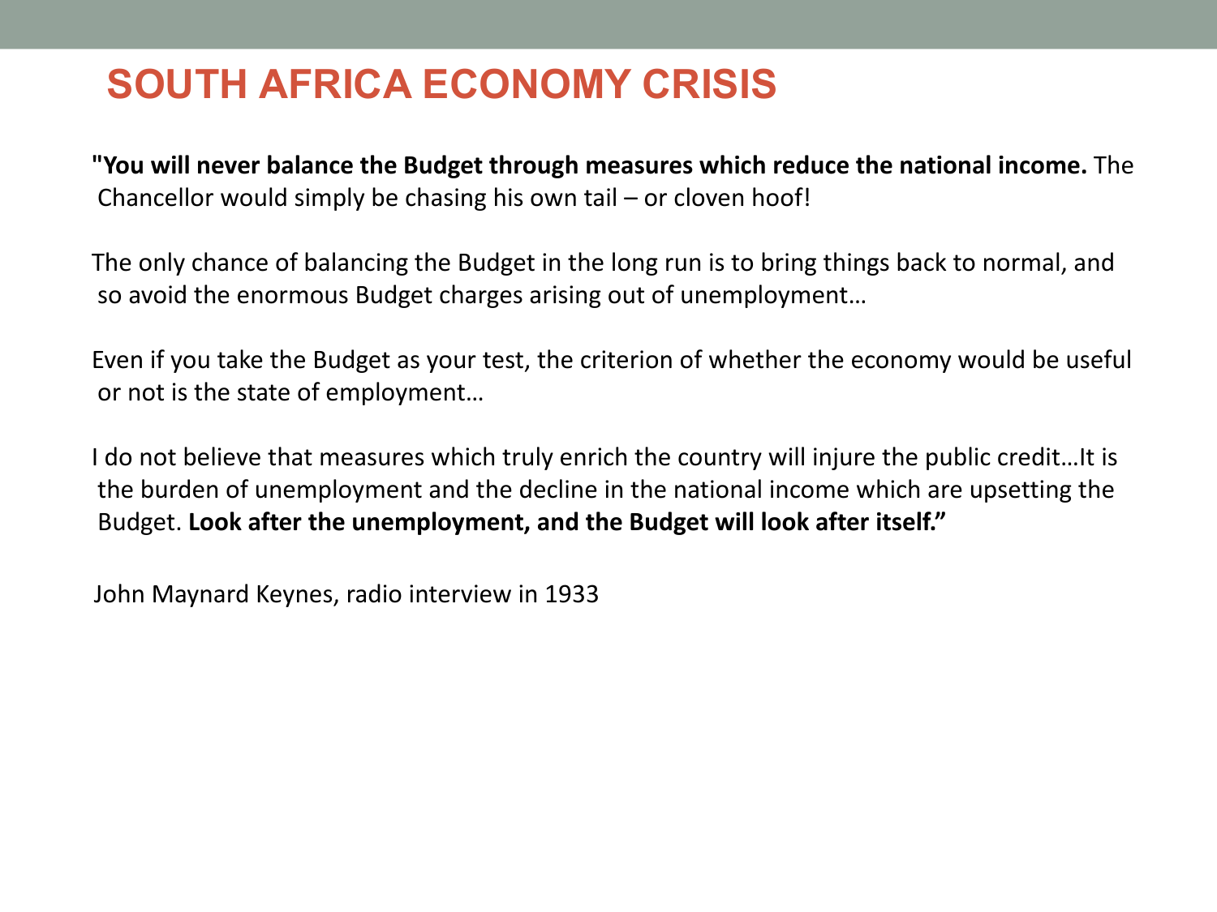# SOUTH AFRICA ECONOMY CRISIS

**"You will never balance the Budget through measures which reduce the national income.** The Chancellor would simply be chasing his own tail – or cloven hoof!

The only chance of balancing the Budget in the long run is to bring things back to normal, and so avoid the enormous Budget charges arising out of unemployment…

Even if you take the Budget as your test, the criterion of whether the economy would be useful or not is the state of employment…

I do not believe that measures which truly enrich the country will injure the public credit…It is the burden of unemployment and the decline in the national income which are upsetting the Budget. **Look after the unemployment, and the Budget will look after itself."**

John Maynard Keynes, radio interview in 1933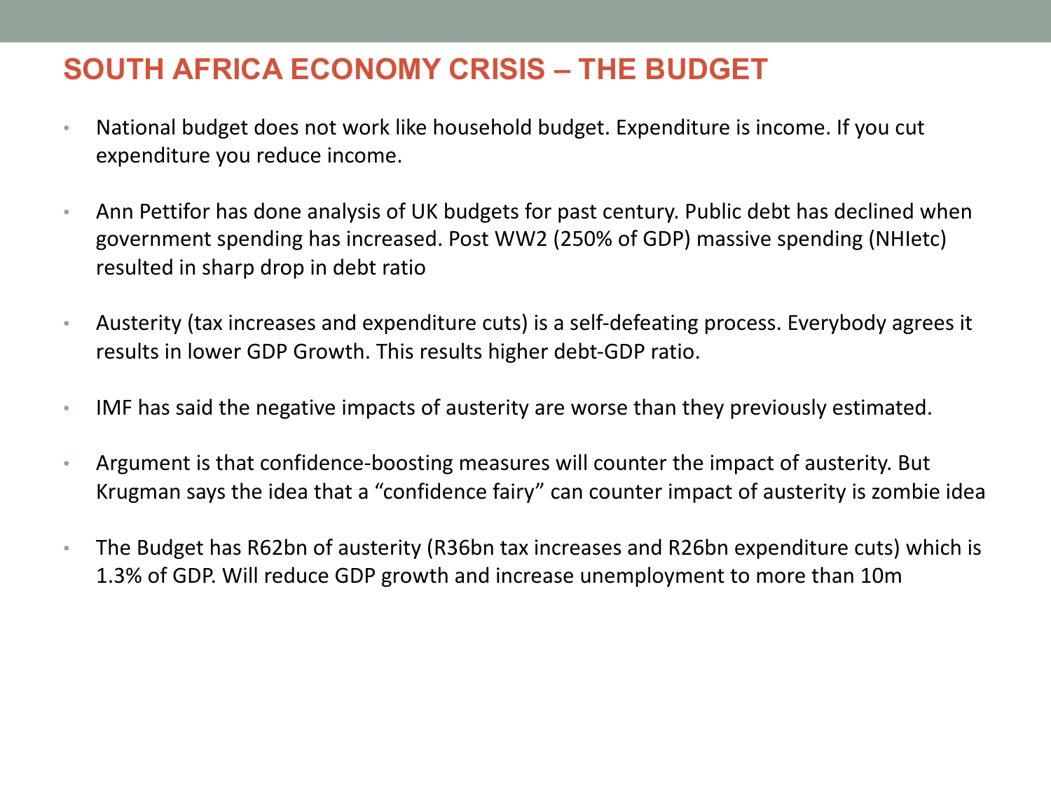# SOUTH AFRICA ECONOMY CRISIS – THE BUDGET

- National budget does not work like household budget. Expenditure is income. If you cut expenditure you reduce income.
- Ann Pettifor has done analysis of UK budgets for past century. Public debt has declined when government spending has increased. Post WW2 (250% of GDP) massive spending (NHIetc) resulted in sharp drop in debt ratio
- Austerity (tax increases and expenditure cuts) is a self-defeating process. Everybody agrees it results in lower GDP Growth. This results higher debt-GDP ratio.
- IMF has said the negative impacts of austerity are worse than they previously estimated.
- Argument is that confidence-boosting measures will counter the impact of austerity. But Krugman says the idea that a "confidence fairy" can counter impact of austerity is zombie idea
- The Budget has R62bn of austerity (R36bn tax increases and R26bn expenditure cuts) which is 1.3% of GDP. Will reduce GDP growth and increase unemployment to more than 10m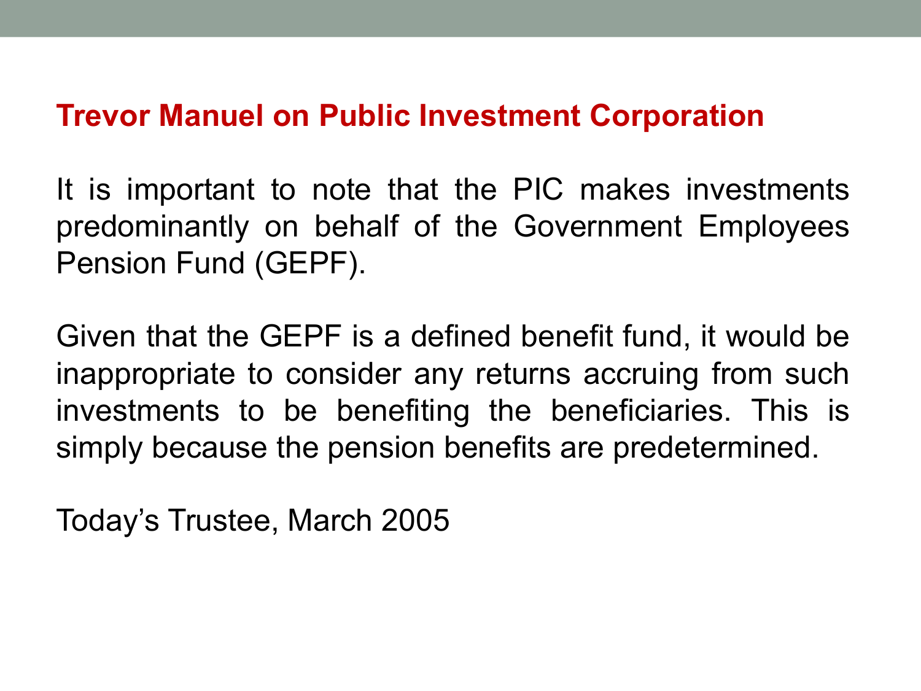## Trevor Manuel on Public Investment Corporation

It is important to note that the PIC makes investments predominantly on behalf of the Government Employees Pension Fund (GEPF).

Given that the GEPF is a defined benefit fund, it would be inappropriate to consider any returns accruing from such investments to be benefiting the beneficiaries. This is simply because the pension benefits are predetermined.

Today's Trustee, March 2005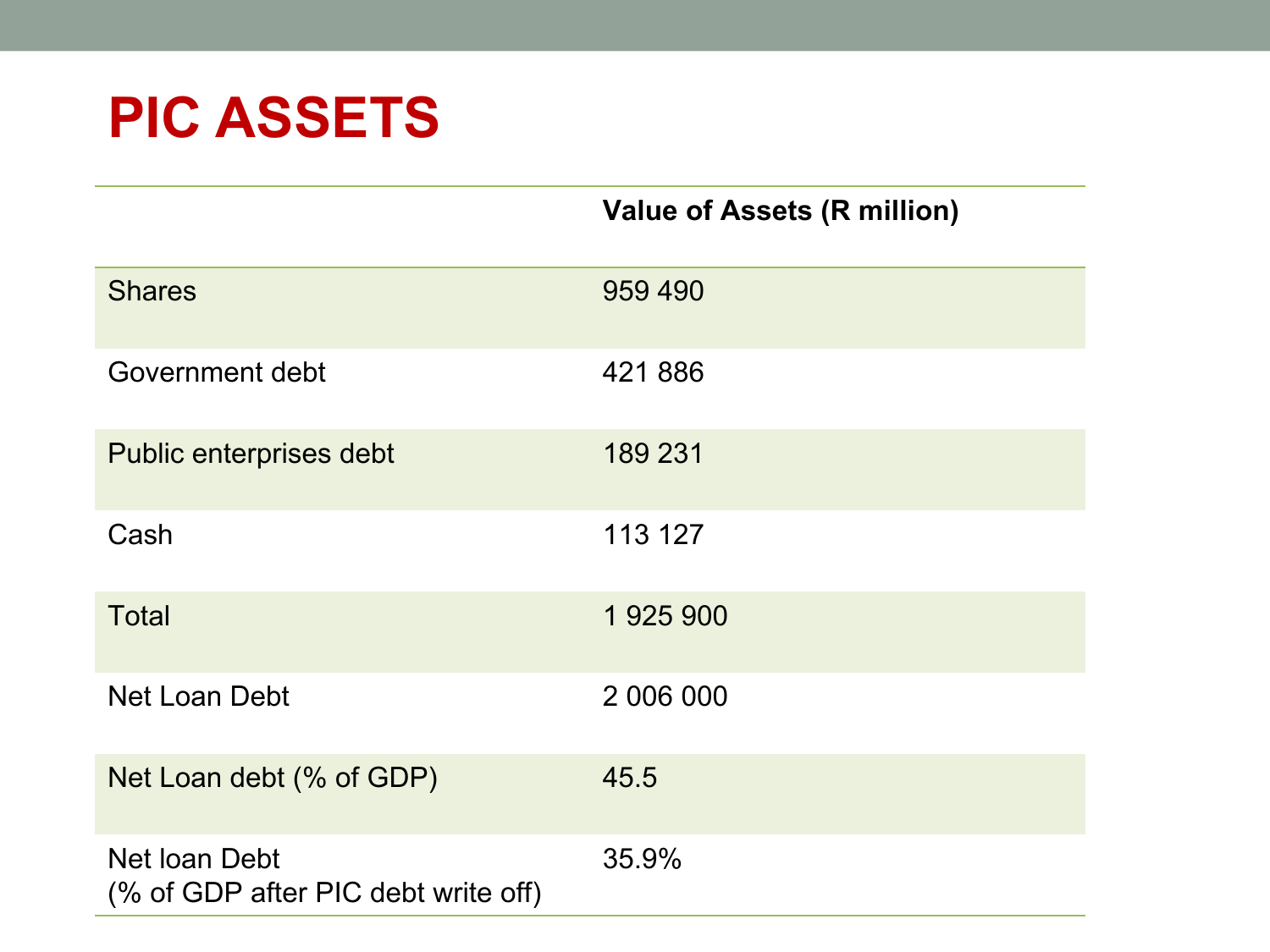# PIC ASSETS

| | Value of Assets (R million) |
|---|---|
| Shares | 959 490 |
| Government debt | 421 886 |
| Public enterprises debt | 189 231 |
| Cash | 113 127 |
| Total | 1 925 900 |
| Net Loan Debt | 2 006 000 |
| Net Loan debt (% of GDP) | 45.5 |
| Net loan Debt<br>(% of GDP after PIC debt write off) | 35.9% |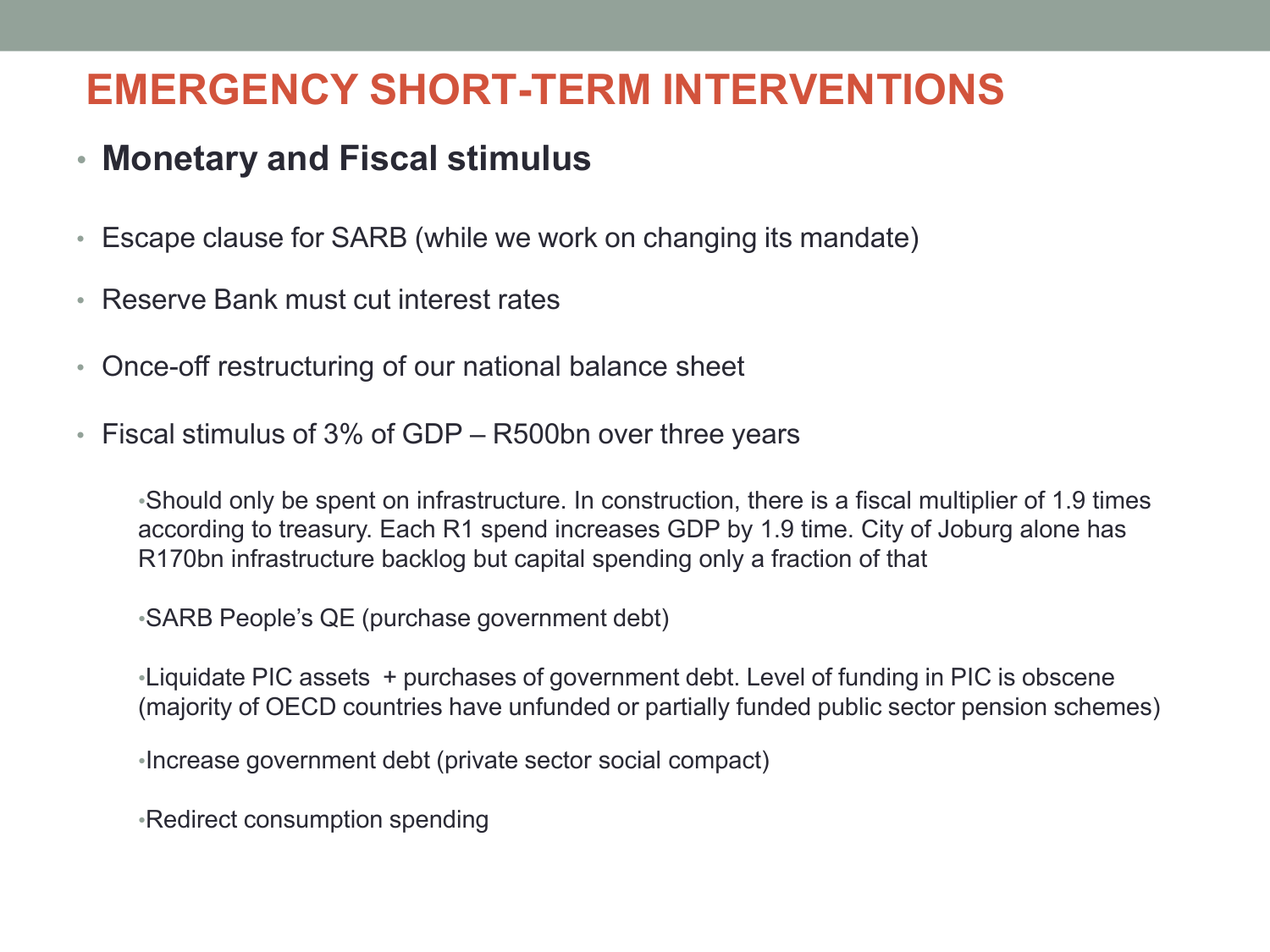# EMERGENCY SHORT-TERM INTERVENTIONS

- **Monetary and Fiscal stimulus**
- Escape clause for SARB (while we work on changing its mandate)
- Reserve Bank must cut interest rates
- Once-off restructuring of our national balance sheet
- Fiscal stimulus of 3% of GDP – R500bn over three years
  - Should only be spent on infrastructure. In construction, there is a fiscal multiplier of 1.9 times according to treasury. Each R1 spend increases GDP by 1.9 time. City of Joburg alone has R170bn infrastructure backlog but capital spending only a fraction of that
  - SARB People's QE (purchase government debt)
  - Liquidate PIC assets + purchases of government debt. Level of funding in PIC is obscene (majority of OECD countries have unfunded or partially funded public sector pension schemes)
  - Increase government debt (private sector social compact)
  - Redirect consumption spending